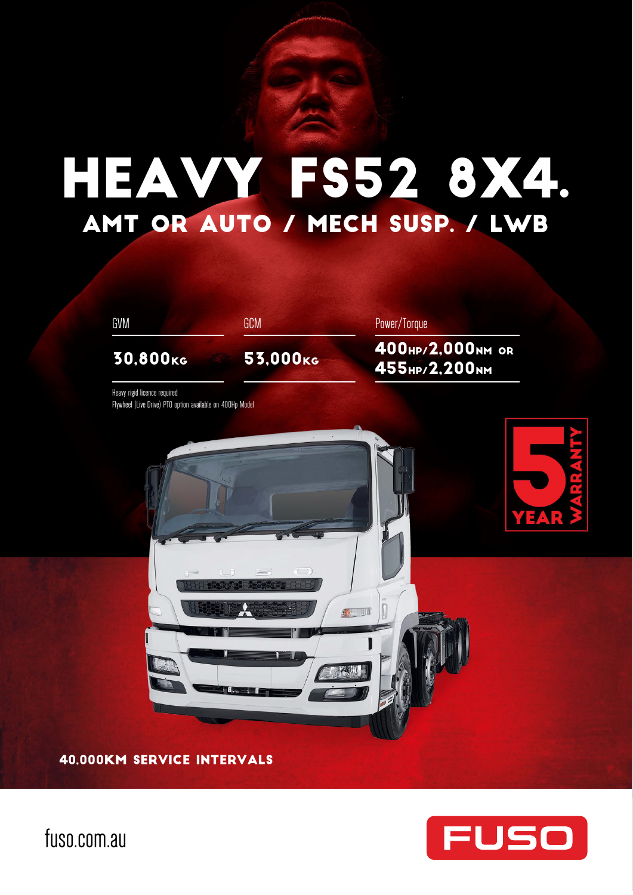# HEAVY FS52 8X4.

## AMT OR AUTO / MECH SUSP. / LWB

| GVM | GCM | Power/Torque |
| --- | --- | --- |
| **30,800KG** | **53,000KG** | **400HP/2,000NM OR 455HP/2,200NM** |

Heavy rigid licence required

Flywheel (Live Drive) PTO option available on 400Hp Model

**5 YEAR WARRANTY**

**40,000KM SERVICE INTERVALS**

fuso.com.au

FUSO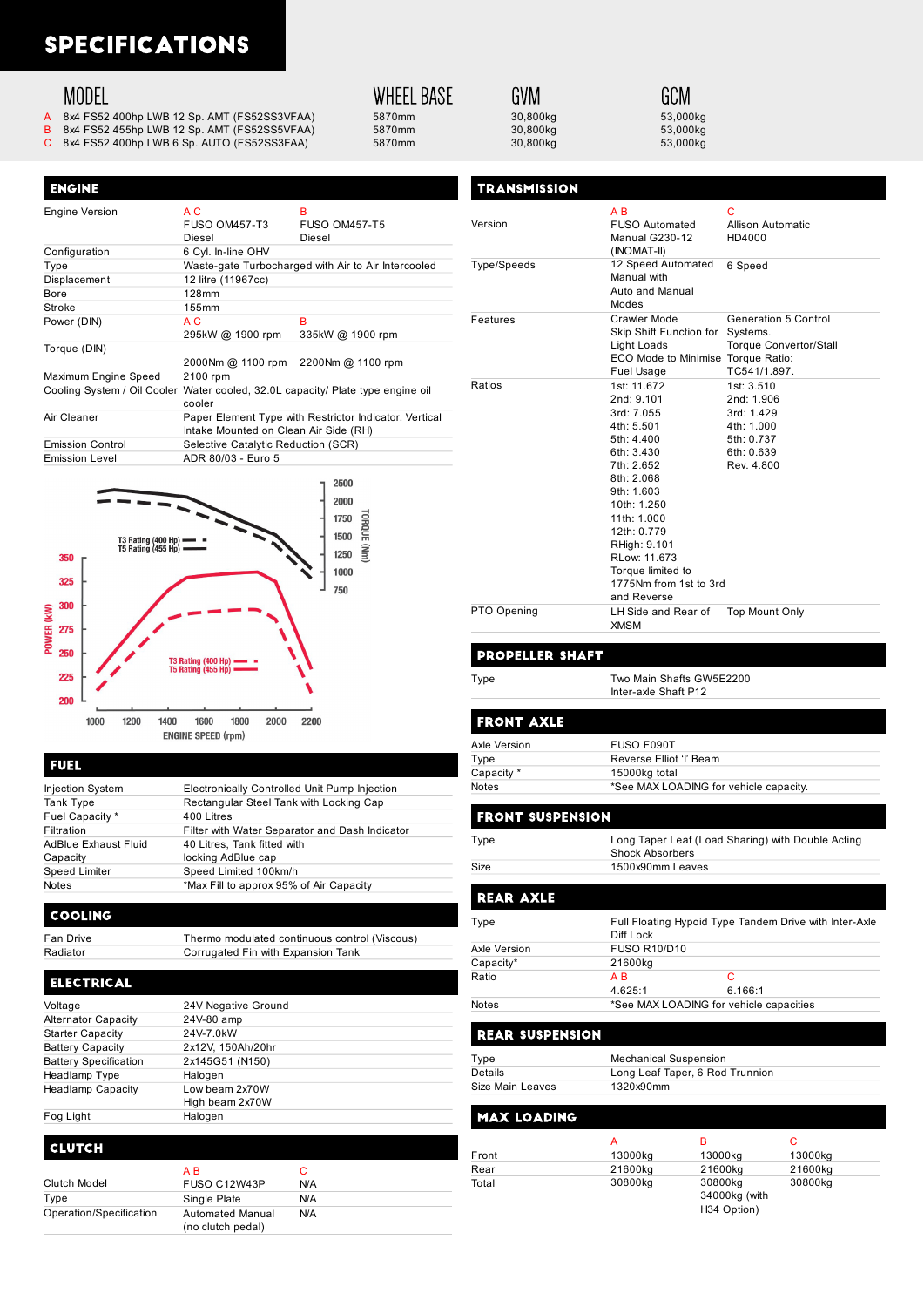# SPECIFICATIONS

| | MODEL | WHEEL BASE | GVM | GCM |
|---|---|---|---|---|
| A | 8x4 FS52 400hp LWB 12 Sp. AMT (FS52SS3VFAA) | 5870mm | 30,800kg | 53,000kg |
| B | 8x4 FS52 455hp LWB 12 Sp. AMT (FS52SS5VFAA) | 5870mm | 30,800kg | 53,000kg |
| C | 8x4 FS52 400hp LWB 6 Sp. AUTO (FS52SS3FAA) | 5870mm | 30,800kg | 53,000kg |

## ENGINE

| | A C | B |
|---|---|---|
| Engine Version | FUSO OM457-T3 Diesel | FUSO OM457-T5 Diesel |
| Configuration | 6 Cyl. In-line OHV | |
| Type | Waste-gate Turbocharged with Air to Air Intercooled | |
| Displacement | 12 litre (11967cc) | |
| Bore | 128mm | |
| Stroke | 155mm | |
| Power (DIN) | 295kW @ 1900 rpm | 335kW @ 1900 rpm |
| Torque (DIN) | 2000Nm @ 1100 rpm | 2200Nm @ 1100 rpm |
| Maximum Engine Speed | 2100 rpm | |
| Cooling System / Oil Cooler | Water cooled, 32.0L capacity/ Plate type engine oil cooler | |
| Air Cleaner | Paper Element Type with Restrictor Indicator. Vertical Intake Mounted on Clean Air Side (RH) | |
| Emission Control | Selective Catalytic Reduction (SCR) | |
| Emission Level | ADR 80/03 - Euro 5 | |

T3 Rating (400 Hp)
T5 Rating (455 Hp)

POWER (kW): 200, 225, 250, 275, 300, 325, 350

TORQUE (Nm): 750, 1000, 1250, 1500, 1750, 2000, 2500

ENGINE SPEED (rpm): 1000, 1200, 1400, 1600, 1800, 2000, 2200

## FUEL

| | |
|---|---|
| Injection System | Electronically Controlled Unit Pump Injection |
| Tank Type | Rectangular Steel Tank with Locking Cap |
| Fuel Capacity * | 400 Litres |
| Filtration | Filter with Water Separator and Dash Indicator |
| AdBlue Exhaust Fluid Capacity | 40 Litres, Tank fitted with locking AdBlue cap |
| Speed Limiter | Speed Limited 100km/h |
| Notes | *Max Fill to approx 95% of Air Capacity |

## COOLING

| | |
|---|---|
| Fan Drive | Thermo modulated continuous control (Viscous) |
| Radiator | Corrugated Fin with Expansion Tank |

## ELECTRICAL

| | |
|---|---|
| Voltage | 24V Negative Ground |
| Alternator Capacity | 24V-80 amp |
| Starter Capacity | 24V-7.0kW |
| Battery Capacity | 2x12V, 150Ah/20hr |
| Battery Specification | 2x145G51 (N150) |
| Headlamp Type | Halogen |
| Headlamp Capacity | Low beam 2x70W<br>High beam 2x70W |
| Fog Light | Halogen |

## CLUTCH

| | A B | C |
|---|---|---|
| Clutch Model | FUSO C12W43P | N/A |
| Type | Single Plate | N/A |
| Operation/Specification | Automated Manual (no clutch pedal) | N/A |

## TRANSMISSION

| | A B | C |
|---|---|---|
| Version | FUSO Automated Manual G230-12 (INOMAT-II) | Allison Automatic HD4000 |
| Type/Speeds | 12 Speed Automated Manual with Auto and Manual Modes | 6 Speed |
| Features | Crawler Mode<br>Skip Shift Function for Light Loads<br>ECO Mode to Minimise Fuel Usage | Generation 5 Control Systems.<br>Torque Convertor/Stall Torque Ratio: TC541/1.897. |
| Ratios | 1st: 11.672<br>2nd: 9.101<br>3rd: 7.055<br>4th: 5.501<br>5th: 4.400<br>6th: 3.430<br>7th: 2.652<br>8th: 2.068<br>9th: 1.603<br>10th: 1.250<br>11th: 1.000<br>12th: 0.779<br>RHigh: 9.101<br>RLow: 11.673<br>Torque limited to 1775Nm from 1st to 3rd and Reverse | 1st: 3.510<br>2nd: 1.906<br>3rd: 1.429<br>4th: 1.000<br>5th: 0.737<br>6th: 0.639<br>Rev. 4.800 |
| PTO Opening | LH Side and Rear of XMSM | Top Mount Only |

## PROPELLER SHAFT

| | |
|---|---|
| Type | Two Main Shafts GW5E2200<br>Inter-axle Shaft P12 |

## FRONT AXLE

| | |
|---|---|
| Axle Version | FUSO F090T |
| Type | Reverse Elliot 'I' Beam |
| Capacity * | 15000kg total |
| Notes | *See MAX LOADING for vehicle capacity. |

## FRONT SUSPENSION

| | |
|---|---|
| Type | Long Taper Leaf (Load Sharing) with Double Acting Shock Absorbers |
| Size | 1500x90mm Leaves |

## REAR AXLE

| | | |
|---|---|---|
| Type | Full Floating Hypoid Type Tandem Drive with Inter-Axle Diff Lock | |
| Axle Version | FUSO R10/D10 | |
| Capacity* | 21600kg | |
| Ratio | A B<br>4.625:1 | C<br>6.166:1 |
| Notes | *See MAX LOADING for vehicle capacities | |

## REAR SUSPENSION

| | |
|---|---|
| Type | Mechanical Suspension |
| Details | Long Leaf Taper, 6 Rod Trunnion |
| Size Main Leaves | 1320x90mm |

## MAX LOADING

| | A | B | C |
|---|---|---|---|
| Front | 13000kg | 13000kg | 13000kg |
| Rear | 21600kg | 21600kg | 21600kg |
| Total | 30800kg | 30800kg<br>34000kg (with H34 Option) | 30800kg |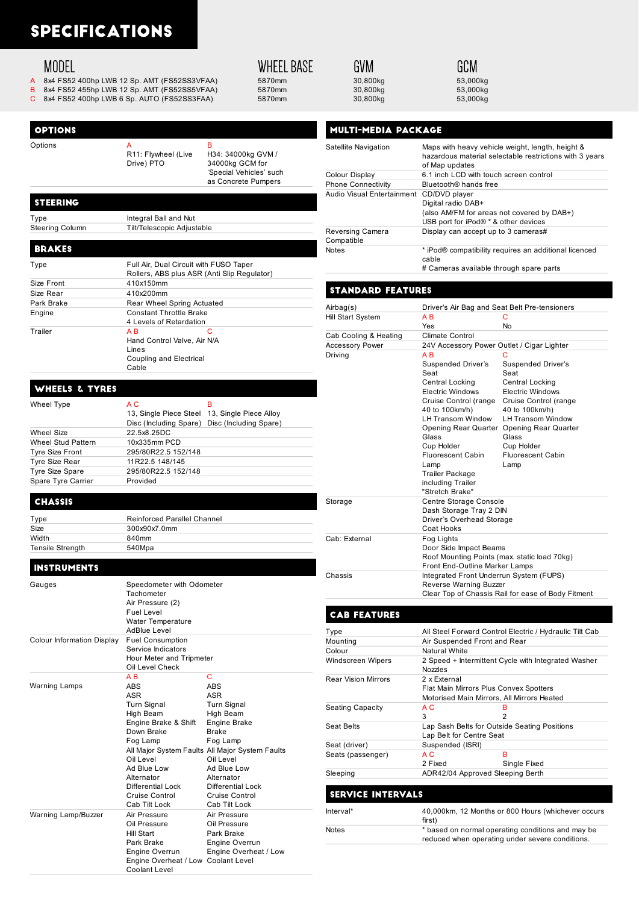// SPECIFICATIONS

| | MODEL | WHEEL BASE | GVM | GCM |
|---|---|---|---|---|
| A | 8x4 FS52 400hp LWB 12 Sp. AMT (FS52SS3VFAA) | 5870mm | 30,800kg | 53,000kg |
| B | 8x4 FS52 455hp LWB 12 Sp. AMT (FS52SS5VFAA) | 5870mm | 30,800kg | 53,000kg |
| C | 8x4 FS52 400hp LWB 6 Sp. AUTO (FS52SS3FAA) | 5870mm | 30,800kg | 53,000kg |

## OPTIONS

| | A | B |
|---|---|---|
| Options | R11: Flywheel (Live Drive) PTO | H34: 34000kg GVM / 34000kg GCM for 'Special Vehicles' such as Concrete Pumpers |

## STEERING

| | |
|---|---|
| Type | Integral Ball and Nut |
| Steering Column | Tilt/Telescopic Adjustable |

## BRAKES

| | | |
|---|---|---|
| Type | Full Air, Dual Circuit with FUSO Taper Rollers, ABS plus ASR (Anti Slip Regulator) | |
| Size Front | 410x150mm | |
| Size Rear | 410x200mm | |
| Park Brake | Rear Wheel Spring Actuated | |
| Engine | Constant Throttle Brake<br>4 Levels of Retardation | |
| | A B | C |
| Trailer | Hand Control Valve, Air Lines<br>Coupling and Electrical Cable | N/A |

## WHEELS & TYRES

| | A C | B |
|---|---|---|
| Wheel Type | 13, Single Piece Steel Disc (Including Spare) | 13, Single Piece Alloy Disc (Including Spare) |
| Wheel Size | 22.5x8.25DC | |
| Wheel Stud Pattern | 10x335mm PCD | |
| Tyre Size Front | 295/80R22.5 152/148 | |
| Tyre Size Rear | 11R22.5 148/145 | |
| Tyre Size Spare | 295/80R22.5 152/148 | |
| Spare Tyre Carrier | Provided | |

## CHASSIS

| | |
|---|---|
| Type | Reinforced Parallel Channel |
| Size | 300x90x7.0mm |
| Width | 840mm |
| Tensile Strength | 540Mpa |

## INSTRUMENTS

| | | |
|---|---|---|
| Gauges | Speedometer with Odometer<br>Tachometer<br>Air Pressure (2)<br>Fuel Level<br>Water Temperature<br>AdBlue Level | |
| Colour Information Display | Fuel Consumption<br>Service Indicators<br>Hour Meter and Tripmeter<br>Oil Level Check | |
| | A B | C |
| Warning Lamps | ABS<br>ASR<br>Turn Signal<br>High Beam<br>Engine Brake & Shift Down Brake<br>Fog Lamp<br>All Major System Faults<br>Oil Level<br>Ad Blue Low<br>Alternator<br>Differential Lock<br>Cruise Control<br>Cab Tilt Lock | ABS<br>ASR<br>Turn Signal<br>High Beam<br>Engine Brake<br>Brake<br>Fog Lamp<br>All Major System Faults<br>Oil Level<br>Ad Blue Low<br>Alternator<br>Differential Lock<br>Cruise Control<br>Cab Tilt Lock |
| Warning Lamp/Buzzer | Air Pressure<br>Oil Pressure<br>Hill Start<br>Park Brake<br>Engine Overrun<br>Engine Overheat / Low Coolant Level | Air Pressure<br>Oil Pressure<br>Park Brake<br>Engine Overrun<br>Engine Overheat / Low Coolant Level |

## MULTI-MEDIA PACKAGE

| | |
|---|---|
| Satellite Navigation | Maps with heavy vehicle weight, length, height & hazardous material selectable restrictions with 3 years of Map updates |
| Colour Display | 6.1 inch LCD with touch screen control |
| Phone Connectivity | Bluetooth® hands free |
| Audio Visual Entertainment | CD/DVD player<br>Digital radio DAB+<br>(also AM/FM for areas not covered by DAB+)<br>USB port for iPod® * & other devices |
| Reversing Camera Compatible | Display can accept up to 3 cameras# |
| Notes | * iPod® compatibility requires an additional licenced cable<br># Cameras available through spare parts |

## STANDARD FEATURES

| | | |
|---|---|---|
| Airbag(s) | Driver's Air Bag and Seat Belt Pre-tensioners | |
| | A B | C |
| Hill Start System | Yes | No |
| Cab Cooling & Heating | Climate Control | |
| Accessory Power | 24V Accessory Power Outlet / Cigar Lighter | |
| | A B | C |
| Driving | Suspended Driver's Seat<br>Central Locking<br>Electric Windows<br>Cruise Control (range 40 to 100km/h)<br>LH Transom Window<br>Opening Rear Quarter Glass<br>Cup Holder<br>Fluorescent Cabin Lamp<br>Trailer Package including Trailer "Stretch Brake" | Suspended Driver's Seat<br>Central Locking<br>Electric Windows<br>Cruise Control (range 40 to 100km/h)<br>LH Transom Window<br>Opening Rear Quarter Glass<br>Cup Holder<br>Fluorescent Cabin Lamp |
| Storage | Centre Storage Console<br>Dash Storage Tray 2 DIN<br>Driver's Overhead Storage<br>Coat Hooks | |
| Cab: External | Fog Lights<br>Door Side Impact Beams<br>Roof Mounting Points (max. static load 70kg)<br>Front End-Outline Marker Lamps | |
| Chassis | Integrated Front Underrun System (FUPS)<br>Reverse Warning Buzzer<br>Clear Top of Chassis Rail for ease of Body Fitment | |

## CAB FEATURES

| | | |
|---|---|---|
| Type | All Steel Forward Control Electric / Hydraulic Tilt Cab | |
| Mounting | Air Suspended Front and Rear | |
| Colour | Natural White | |
| Windscreen Wipers | 2 Speed + Intermittent Cycle with Integrated Washer Nozzles | |
| Rear Vision Mirrors | 2 x External<br>Flat Main Mirrors Plus Convex Spotters<br>Motorised Main Mirrors, All Mirrors Heated | |
| | A C | B |
| Seating Capacity | 3 | 2 |
| Seat Belts | Lap Sash Belts for Outside Seating Positions<br>Lap Belt for Centre Seat | |
| Seat (driver) | Suspended (ISRI) | |
| | A C | B |
| Seats (passenger) | 2 Fixed | Single Fixed |
| Sleeping | ADR42/04 Approved Sleeping Berth | |

## SERVICE INTERVALS

| | |
|---|---|
| Interval* | 40,000km, 12 Months or 800 Hours (whichever occurs first) |
| Notes | * based on normal operating conditions and may be reduced when operating under severe conditions. |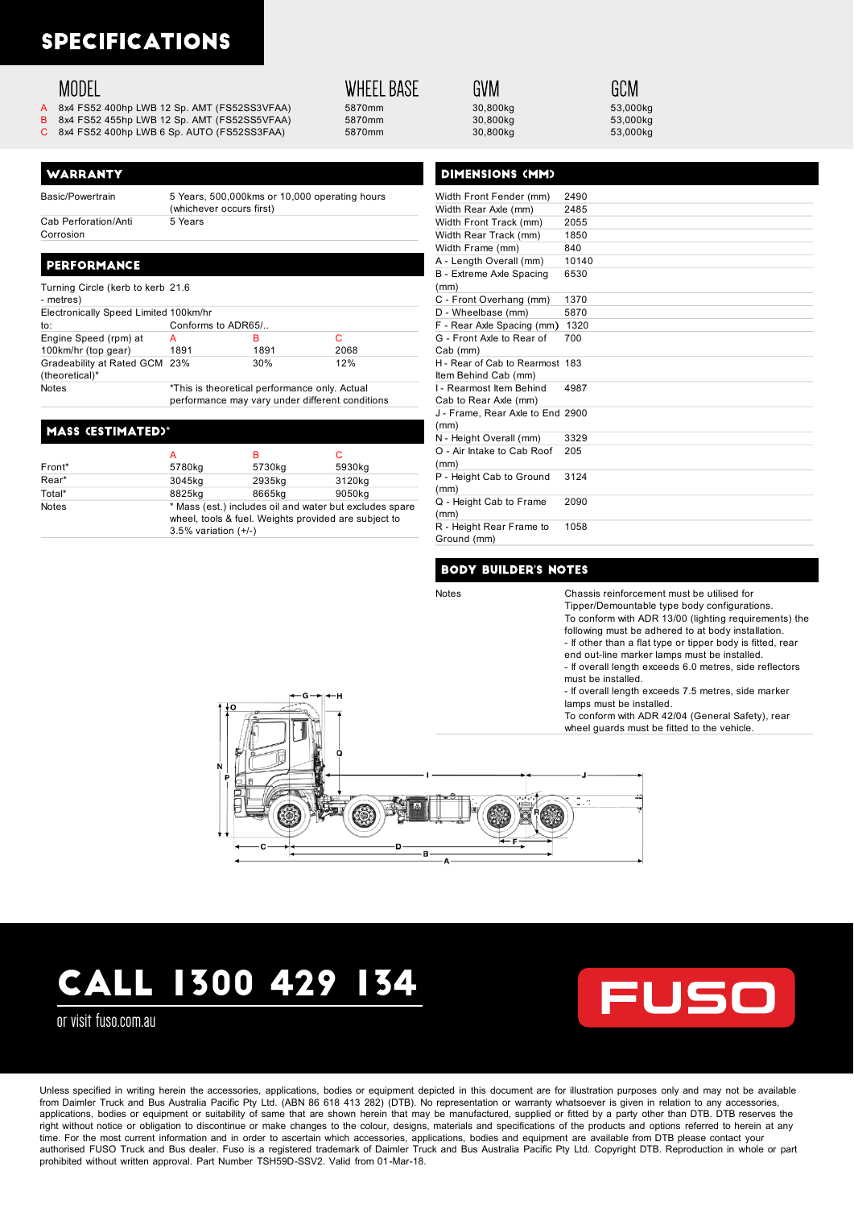# SPECIFICATIONS

| MODEL | WHEEL BASE | GVM | GCM |
|---|---|---|---|
| A 8x4 FS52 400hp LWB 12 Sp. AMT (FS52SS3VFAA) | 5870mm | 30,800kg | 53,000kg |
| B 8x4 FS52 455hp LWB 12 Sp. AMT (FS52SS5VFAA) | 5870mm | 30,800kg | 53,000kg |
| C 8x4 FS52 400hp LWB 6 Sp. AUTO (FS52SS3FAA) | 5870mm | 30,800kg | 53,000kg |

## WARRANTY

| | |
|---|---|
| Basic/Powertrain | 5 Years, 500,000kms or 10,000 operating hours (whichever occurs first) |
| Cab Perforation/Anti Corrosion | 5 Years |

## PERFORMANCE

| | | | |
|---|---|---|---|
| Turning Circle (kerb to kerb - metres) | 21.6 | | |
| Electronically Speed Limited to: | 100km/hr Conforms to ADR65/.. | | |
| | A | B | C |
| Engine Speed (rpm) at 100km/hr (top gear) | 1891 | 1891 | 2068 |
| Gradeability at Rated GCM (theoretical)* | 23% | 30% | 12% |
| Notes | *This is theoretical performance only. Actual performance may vary under different conditions | | |

## MASS (ESTIMATED)*

| | A | B | C |
|---|---|---|---|
| Front* | 5780kg | 5730kg | 5930kg |
| Rear* | 3045kg | 2935kg | 3120kg |
| Total* | 8825kg | 8665kg | 9050kg |
| Notes | * Mass (est.) includes oil and water but excludes spare wheel, tools & fuel. Weights provided are subject to 3.5% variation (+/-) | | |

## DIMENSIONS (MM)

| | |
|---|---|
| Width Front Fender (mm) | 2490 |
| Width Rear Axle (mm) | 2485 |
| Width Front Track (mm) | 2055 |
| Width Rear Track (mm) | 1850 |
| Width Frame (mm) | 840 |
| A - Length Overall (mm) | 10140 |
| B - Extreme Axle Spacing (mm) | 6530 |
| C - Front Overhang (mm) | 1370 |
| D - Wheelbase (mm) | 5870 |
| F - Rear Axle Spacing (mm) | 1320 |
| G - Front Axle to Rear of Cab (mm) | 700 |
| H - Rear of Cab to Rearmost Item Behind Cab (mm) | 183 |
| I - Rearmost Item Behind Cab to Rear Axle (mm) | 4987 |
| J - Frame, Rear Axle to End (mm) | 2900 |
| N - Height Overall (mm) | 3329 |
| O - Air Intake to Cab Roof (mm) | 205 |
| P - Height Cab to Ground (mm) | 3124 |
| Q - Height Cab to Frame (mm) | 2090 |
| R - Height Rear Frame to Ground (mm) | 1058 |

## BODY BUILDER'S NOTES

Notes

Chassis reinforcement must be utilised for Tipper/Demountable type body configurations.
To conform with ADR 13/00 (lighting requirements) the following must be adhered to at body installation.
- If other than a flat type or tipper body is fitted, rear end out-line marker lamps must be installed.
- If overall length exceeds 6.0 metres, side reflectors must be installed.
- If overall length exceeds 7.5 metres, side marker lamps must be installed.
To conform with ADR 42/04 (General Safety), rear wheel guards must be fitted to the vehicle.

G H O N P Q I J R F C D B A

# CALL 1300 429 134

or visit fuso.com.au

FUSO

Unless specified in writing herein the accessories, applications, bodies or equipment depicted in this document are for illustration purposes only and may not be available from Daimler Truck and Bus Australia Pacific Pty Ltd. (ABN 86 618 413 282) (DTB). No representation or warranty whatsoever is given in relation to any accessories, applications, bodies or equipment or suitability of same that are shown herein that may be manufactured, supplied or fitted by a party other than DTB. DTB reserves the right without notice or obligation to discontinue or make changes to the colour, designs, materials and specifications of the products and options referred to herein at any time. For the most current information and in order to ascertain which accessories, applications, bodies and equipment are available from DTB please contact your authorised FUSO Truck and Bus dealer. Fuso is a registered trademark of Daimler Truck and Bus Australia Pacific Pty Ltd. Copyright DTB. Reproduction in whole or part prohibited without written approval. Part Number TSH59D-SSV2. Valid from 01-Mar-18.